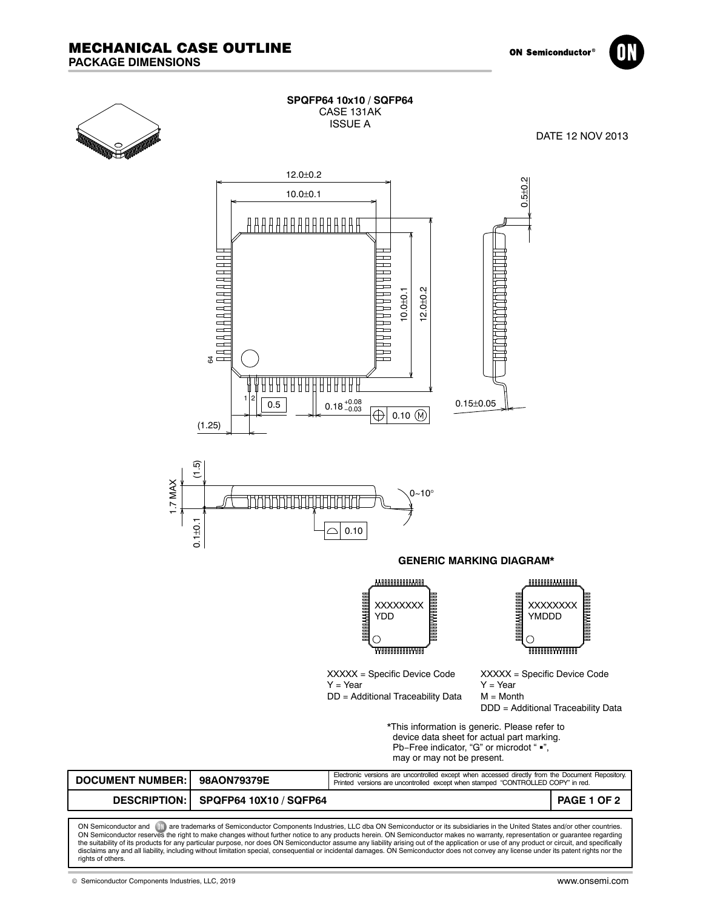# MECHANICAL CASE OUTLINE
## PACKAGE DIMENSIONS

ON Semiconductor®

**SPQFP64 10x10 / SQFP64**
CASE 131AK
ISSUE A

DATE 12 NOV 2013

12.0±0.2
10.0±0.1
0.5±0.2
10.0±0.1
12.0±0.2
64
1 2
0.5
$0.18^{+0.08}_{-0.03}$
0.10 (M)
0.15±0.05
(1.25)
(1.5)
1.7 MAX
0.1±0.1
0~10°
0.10

**GENERIC MARKING DIAGRAM***

XXXXXXXX
YDD

XXXXXXXX
YMDDD

XXXXX = Specific Device Code
Y = Year
DD = Additional Traceability Data

XXXXX = Specific Device Code
Y = Year
M = Month
DDD = Additional Traceability Data

*This information is generic. Please refer to device data sheet for actual part marking. Pb−Free indicator, “G” or microdot “ ▪”, may or may not be present.

| DOCUMENT NUMBER: | 98AON79379E | Electronic versions are uncontrolled except when accessed directly from the Document Repository. Printed versions are uncontrolled except when stamped “CONTROLLED COPY” in red. |
|---|---|---|
| DESCRIPTION: | SPQFP64 10X10 / SQFP64 | PAGE 1 OF 2 |

ON Semiconductor and ON are trademarks of Semiconductor Components Industries, LLC dba ON Semiconductor or its subsidiaries in the United States and/or other countries. ON Semiconductor reserves the right to make changes without further notice to any products herein. ON Semiconductor makes no warranty, representation or guarantee regarding the suitability of its products for any particular purpose, nor does ON Semiconductor assume any liability arising out of the application or use of any product or circuit, and specifically disclaims any and all liability, including without limitation special, consequential or incidental damages. ON Semiconductor does not convey any license under its patent rights nor the rights of others.

© Semiconductor Components Industries, LLC, 2019

www.onsemi.com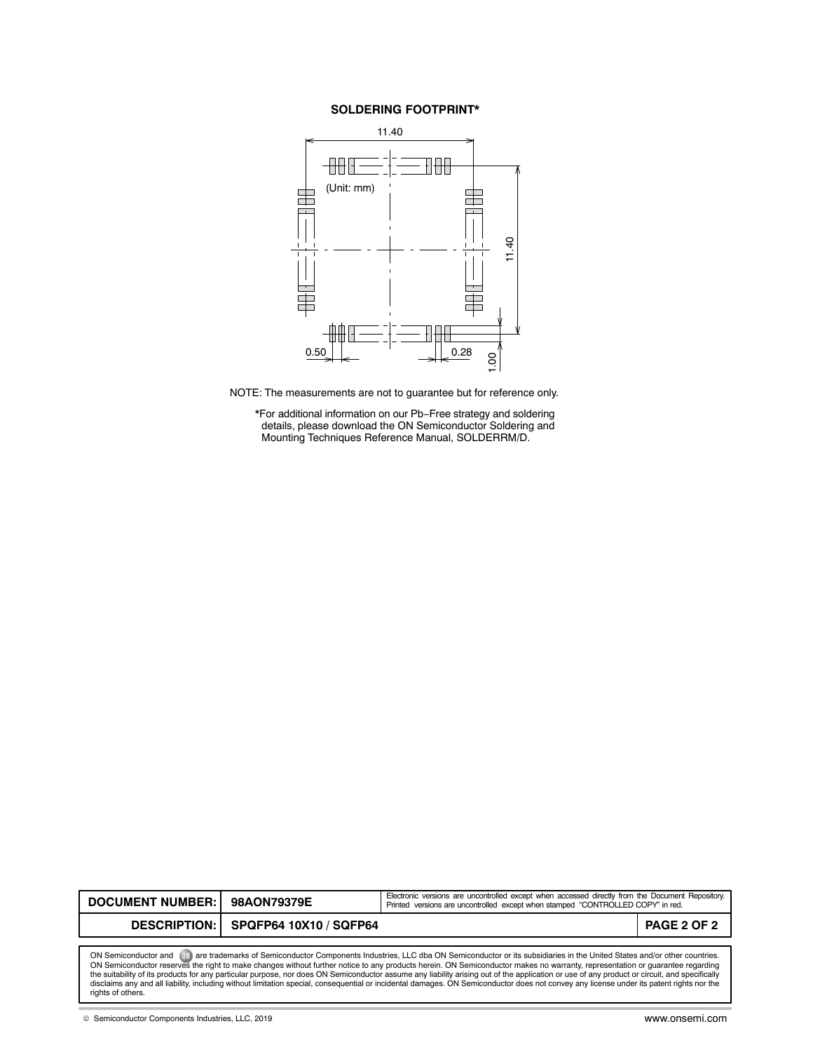**SOLDERING FOOTPRINT***

11.40

(Unit: mm)

11.40

0.50

0.28

1.00

NOTE: The measurements are not to guarantee but for reference only.

*For additional information on our Pb−Free strategy and soldering details, please download the ON Semiconductor Soldering and Mounting Techniques Reference Manual, SOLDERRM/D.

| | | |
|---|---|---|
| **DOCUMENT NUMBER:** | **98AON79379E** | Electronic versions are uncontrolled except when accessed directly from the Document Repository. Printed versions are uncontrolled except when stamped "CONTROLLED COPY" in red. |
| **DESCRIPTION:** | **SPQFP64 10X10 / SQFP64** | **PAGE 2 OF 2** |

ON Semiconductor and  are trademarks of Semiconductor Components Industries, LLC dba ON Semiconductor or its subsidiaries in the United States and/or other countries. ON Semiconductor reserves the right to make changes without further notice to any products herein. ON Semiconductor makes no warranty, representation or guarantee regarding the suitability of its products for any particular purpose, nor does ON Semiconductor assume any liability arising out of the application or use of any product or circuit, and specifically disclaims any and all liability, including without limitation special, consequential or incidental damages. ON Semiconductor does not convey any license under its patent rights nor the rights of others.

© Semiconductor Components Industries, LLC, 2019

www.onsemi.com